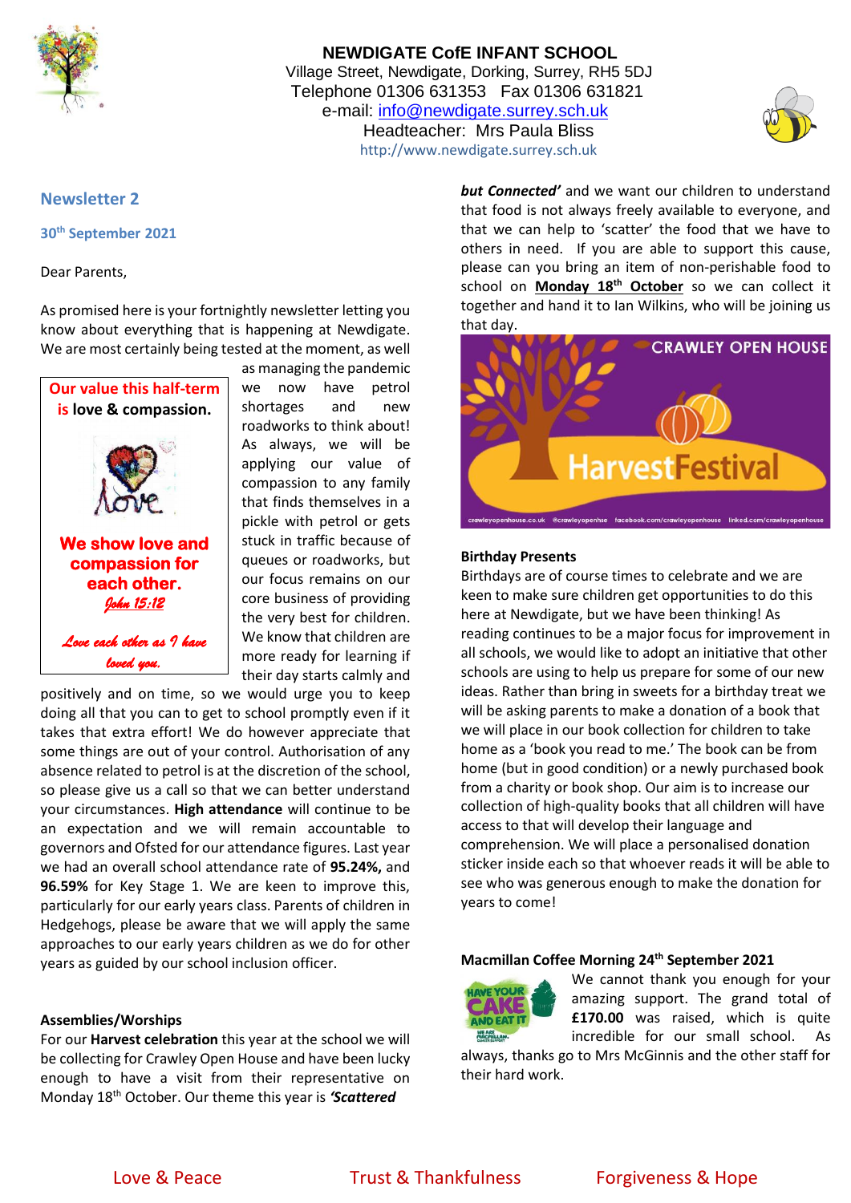**NEWDIGATE CofE INFANT SCHOOL**
Village Street, Newdigate, Dorking, Surrey, RH5 5DJ
Telephone 01306 631353 Fax 01306 631821
e-mail: info@newdigate.surrey.sch.uk
Headteacher: Mrs Paula Bliss
http://www.newdigate.surrey.sch.uk

## Newsletter 2

**30th September 2021**

Dear Parents,

As promised here is your fortnightly newsletter letting you know about everything that is happening at Newdigate. We are most certainly being tested at the moment, as well as managing the pandemic we now have petrol shortages and new roadworks to think about! As always, we will be applying our value of compassion to any family that finds themselves in a pickle with petrol or gets stuck in traffic because of queues or roadworks, but our focus remains on our core business of providing the very best for children. We know that children are more ready for learning if their day starts calmly and positively and on time, so we would urge you to keep doing all that you can to get to school promptly even if it takes that extra effort! We do however appreciate that some things are out of your control. Authorisation of any absence related to petrol is at the discretion of the school, so please give us a call so that we can better understand your circumstances. **High attendance** will continue to be an expectation and we will remain accountable to governors and Ofsted for our attendance figures. Last year we had an overall school attendance rate of **95.24%,** and **96.59%** for Key Stage 1. We are keen to improve this, particularly for our early years class. Parents of children in Hedgehogs, please be aware that we will apply the same approaches to our early years children as we do for other years as guided by our school inclusion officer.

> **Our value this half-term is love & compassion.**
>
> Love
>
> **We show love and compassion for each other.**
> *John 15:12*
>
> *Love each other as I have loved you.*

### Assemblies/Worships

For our **Harvest celebration** this year at the school we will be collecting for Crawley Open House and have been lucky enough to have a visit from their representative on Monday 18th October. Our theme this year is ***'Scattered but Connected'*** and we want our children to understand that food is not always freely available to everyone, and that we can help to 'scatter' the food that we have to others in need. If you are able to support this cause, please can you bring an item of non-perishable food to school on **Monday 18th October** so we can collect it together and hand it to Ian Wilkins, who will be joining us that day.

CRAWLEY OPEN HOUSE
HarvestFestival
crawleyopenhouse.co.uk @crawleyopenhse facebook.com/crawleyopenhouse linked.com/crawleyopenhouse

### Birthday Presents

Birthdays are of course times to celebrate and we are keen to make sure children get opportunities to do this here at Newdigate, but we have been thinking! As reading continues to be a major focus for improvement in all schools, we would like to adopt an initiative that other schools are using to help us prepare for some of our new ideas. Rather than bring in sweets for a birthday treat we will be asking parents to make a donation of a book that we will place in our book collection for children to take home as a 'book you read to me.' The book can be from home (but in good condition) or a newly purchased book from a charity or book shop. Our aim is to increase our collection of high-quality books that all children will have access to that will develop their language and comprehension. We will place a personalised donation sticker inside each so that whoever reads it will be able to see who was generous enough to make the donation for years to come!

### Macmillan Coffee Morning 24th September 2021

HAVE YOUR CAKE AND EAT IT — WE ARE MACMILLAN. CANCER SUPPORT

We cannot thank you enough for your amazing support. The grand total of **£170.00** was raised, which is quite incredible for our small school. As always, thanks go to Mrs McGinnis and the other staff for their hard work.

Love & Peace | Trust & Thankfulness | Forgiveness & Hope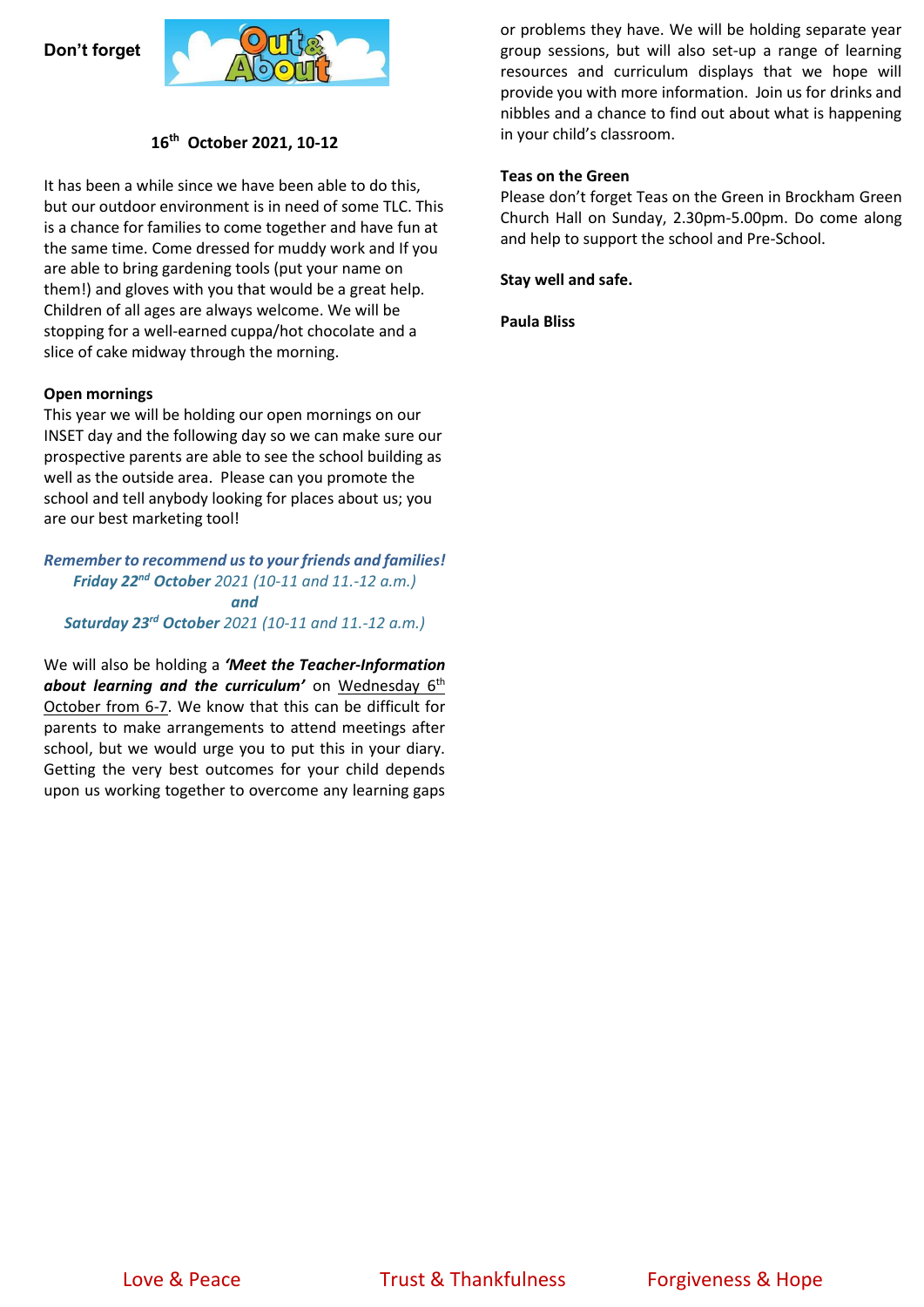**Don't forget** Out & About

**16th October 2021, 10-12**

It has been a while since we have been able to do this, but our outdoor environment is in need of some TLC. This is a chance for families to come together and have fun at the same time. Come dressed for muddy work and If you are able to bring gardening tools (put your name on them!) and gloves with you that would be a great help. Children of all ages are always welcome. We will be stopping for a well-earned cuppa/hot chocolate and a slice of cake midway through the morning.

**Open mornings**

This year we will be holding our open mornings on our INSET day and the following day so we can make sure our prospective parents are able to see the school building as well as the outside area. Please can you promote the school and tell anybody looking for places about us; you are our best marketing tool!

***Remember to recommend us to your friends and families!***
***Friday 22nd October** 2021 (10-11 and 11.-12 a.m.)*
***and***
***Saturday 23rd October** 2021 (10-11 and 11.-12 a.m.)*

We will also be holding a ***'Meet the Teacher-Information about learning and the curriculum'*** on Wednesday 6th October from 6-7. We know that this can be difficult for parents to make arrangements to attend meetings after school, but we would urge you to put this in your diary. Getting the very best outcomes for your child depends upon us working together to overcome any learning gaps or problems they have. We will be holding separate year group sessions, but will also set-up a range of learning resources and curriculum displays that we hope will provide you with more information. Join us for drinks and nibbles and a chance to find out about what is happening in your child's classroom.

**Teas on the Green**

Please don't forget Teas on the Green in Brockham Green Church Hall on Sunday, 2.30pm-5.00pm. Do come along and help to support the school and Pre-School.

**Stay well and safe.**

**Paula Bliss**

Love & Peace    Trust & Thankfulness    Forgiveness & Hope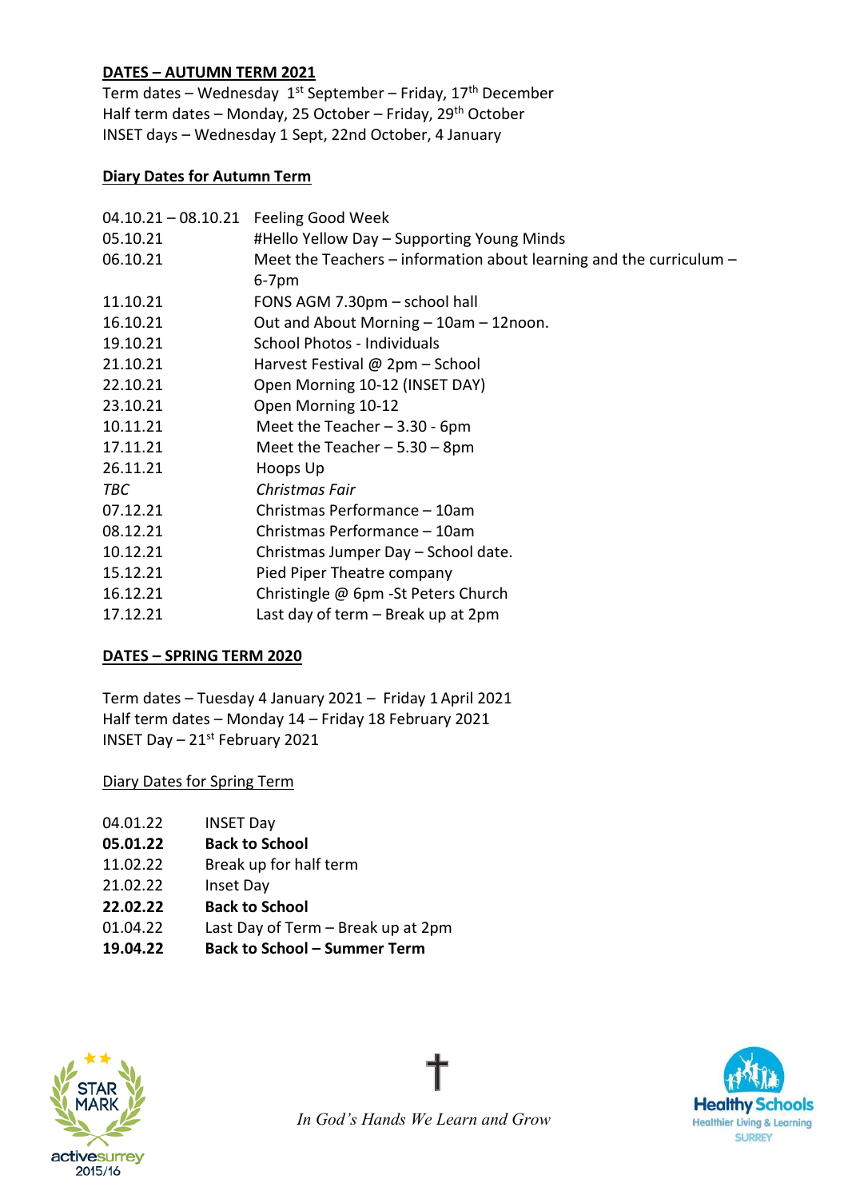**DATES – AUTUMN TERM 2021**

Term dates – Wednesday 1st September – Friday, 17th December
Half term dates – Monday, 25 October – Friday, 29th October
INSET days – Wednesday 1 Sept, 22nd October, 4 January

**Diary Dates for Autumn Term**

| | |
|---|---|
| 04.10.21 – 08.10.21 | Feeling Good Week |
| 05.10.21 | #Hello Yellow Day – Supporting Young Minds |
| 06.10.21 | Meet the Teachers – information about learning and the curriculum – 6-7pm |
| 11.10.21 | FONS AGM 7.30pm – school hall |
| 16.10.21 | Out and About Morning – 10am – 12noon. |
| 19.10.21 | School Photos - Individuals |
| 21.10.21 | Harvest Festival @ 2pm – School |
| 22.10.21 | Open Morning 10-12 (INSET DAY) |
| 23.10.21 | Open Morning 10-12 |
| 10.11.21 | Meet the Teacher – 3.30 - 6pm |
| 17.11.21 | Meet the Teacher – 5.30 – 8pm |
| 26.11.21 | Hoops Up |
| *TBC* | *Christmas Fair* |
| 07.12.21 | Christmas Performance – 10am |
| 08.12.21 | Christmas Performance – 10am |
| 10.12.21 | Christmas Jumper Day – School date. |
| 15.12.21 | Pied Piper Theatre company |
| 16.12.21 | Christingle @ 6pm -St Peters Church |
| 17.12.21 | Last day of term – Break up at 2pm |

**DATES – SPRING TERM 2020**

Term dates – Tuesday 4 January 2021 – Friday 1 April 2021
Half term dates – Monday 14 – Friday 18 February 2021
INSET Day – 21st February 2021

Diary Dates for Spring Term

| | |
|---|---|
| 04.01.22 | INSET Day |
| **05.01.22** | **Back to School** |
| 11.02.22 | Break up for half term |
| 21.02.22 | Inset Day |
| **22.02.22** | **Back to School** |
| 01.04.22 | Last Day of Term – Break up at 2pm |
| **19.04.22** | **Back to School – Summer Term** |

*In God's Hands We Learn and Grow*